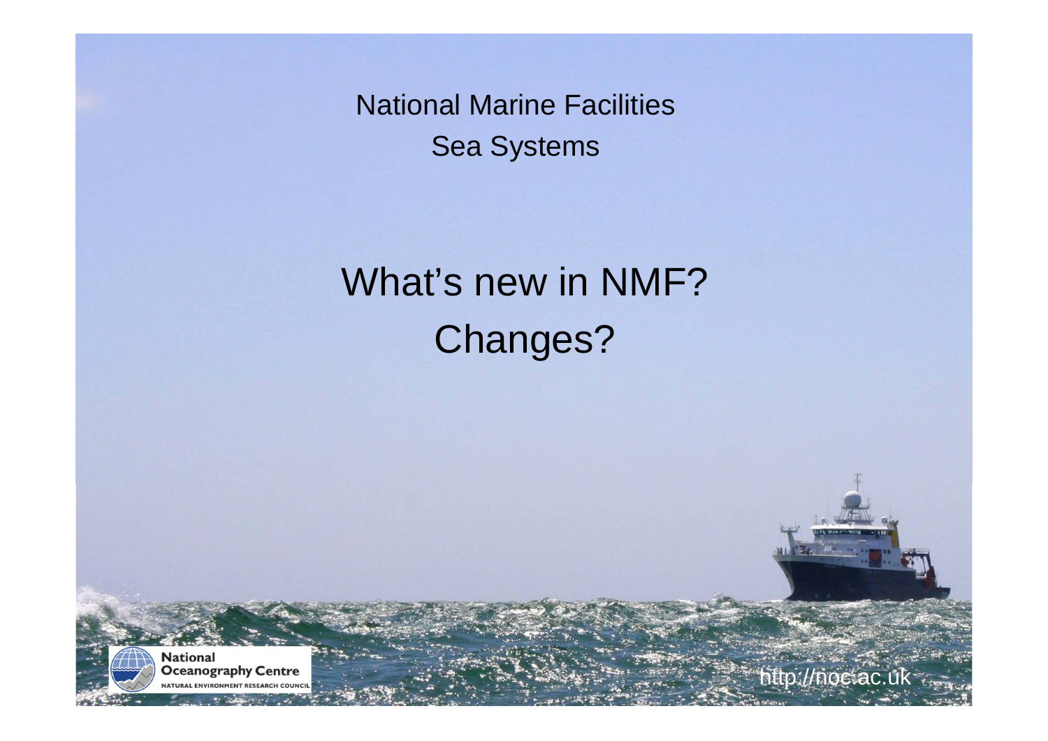National Marine Facilities
Sea Systems

# What's new in NMF?
# Changes?

National Oceanography Centre
NATURAL ENVIRONMENT RESEARCH COUNCIL

http://noc.ac.uk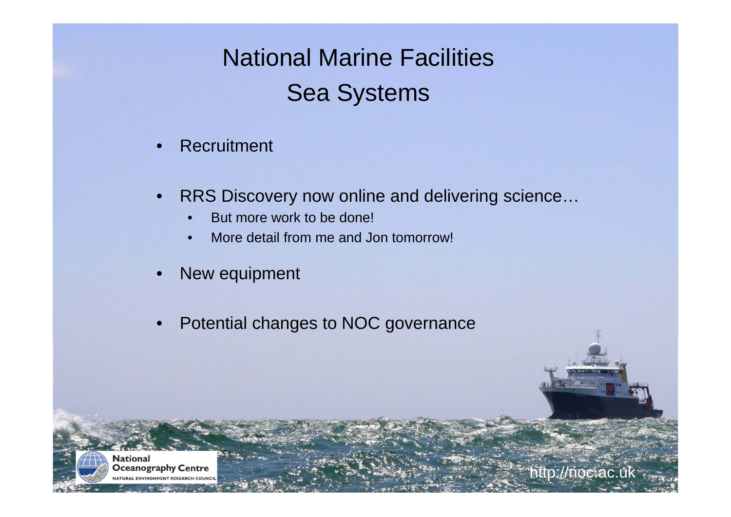# National Marine Facilities Sea Systems

- Recruitment
- RRS Discovery now online and delivering science…
  - But more work to be done!
  - More detail from me and Jon tomorrow!
- New equipment
- Potential changes to NOC governance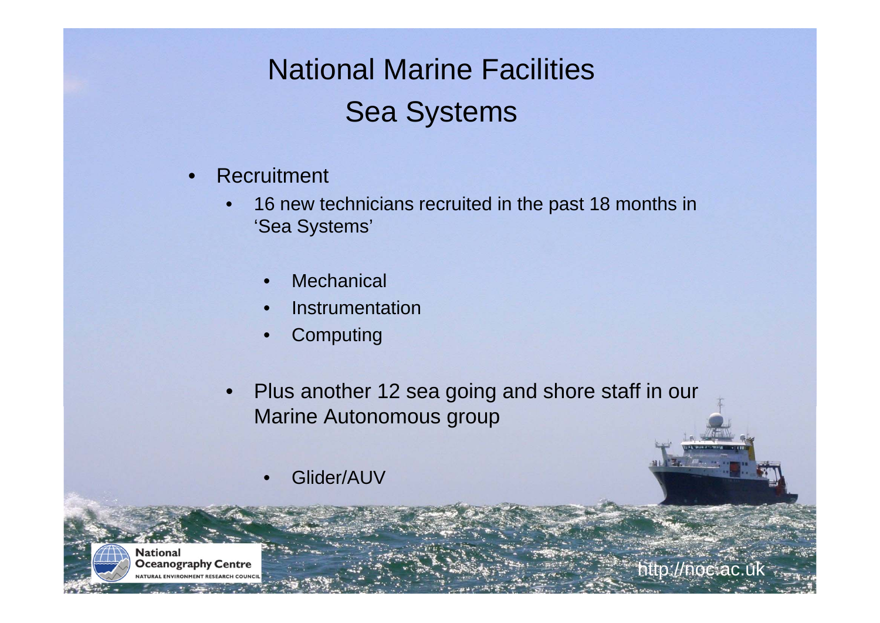# National Marine Facilities
## Sea Systems

- Recruitment
  - 16 new technicians recruited in the past 18 months in 'Sea Systems'
    - Mechanical
    - Instrumentation
    - Computing
  - Plus another 12 sea going and shore staff in our Marine Autonomous group
    - Glider/AUV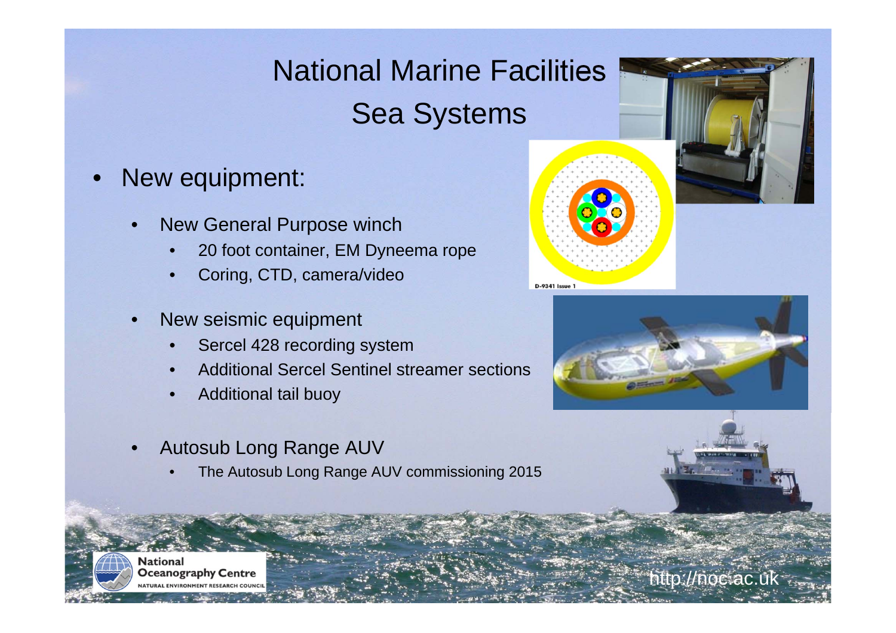# National Marine Facilities
## Sea Systems

- New equipment:
  - New General Purpose winch
    - 20 foot container, EM Dyneema rope
    - Coring, CTD, camera/video
  - New seismic equipment
    - Sercel 428 recording system
    - Additional Sercel Sentinel streamer sections
    - Additional tail buoy
  - Autosub Long Range AUV
    - The Autosub Long Range AUV commissioning 2015

http://noc.ac.uk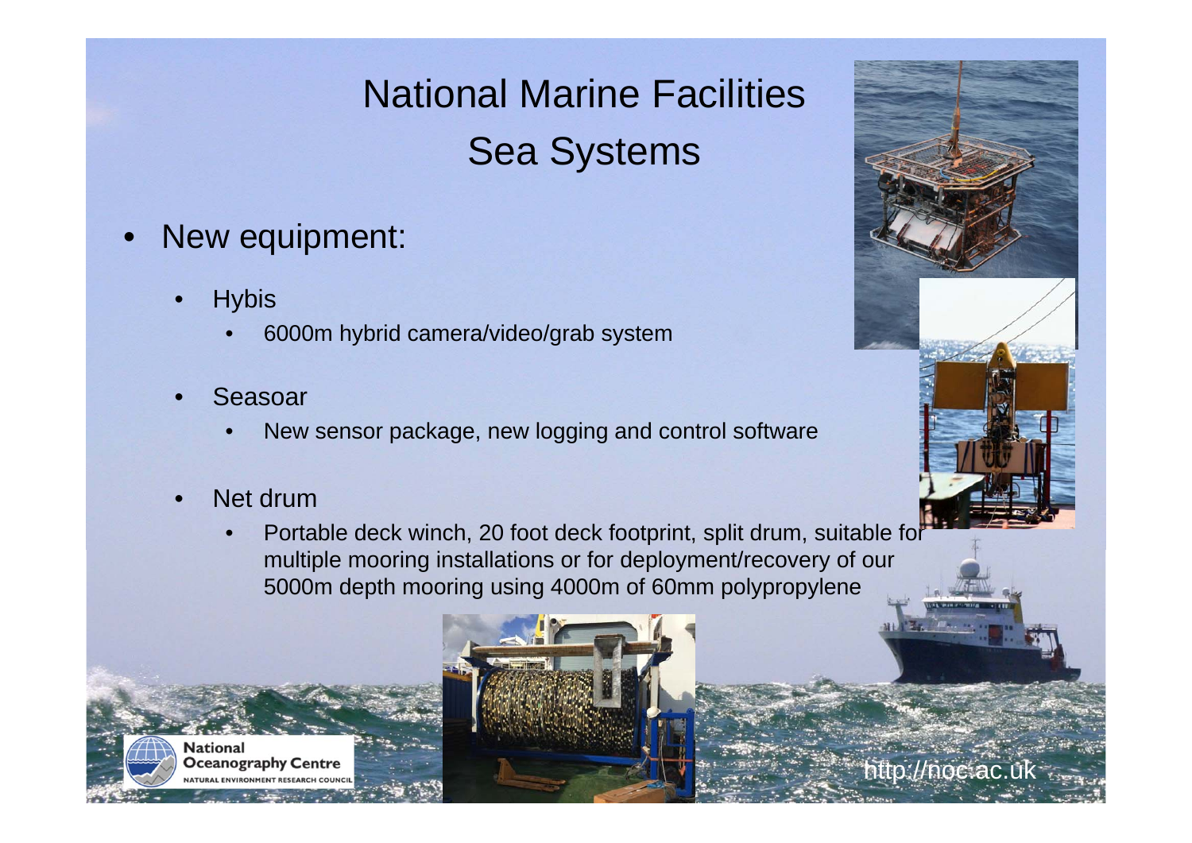# National Marine Facilities
## Sea Systems

- New equipment:
  - Hybis
    - 6000m hybrid camera/video/grab system
  - Seasoar
    - New sensor package, new logging and control software
  - Net drum
    - Portable deck winch, 20 foot deck footprint, split drum, suitable for multiple mooring installations or for deployment/recovery of our 5000m depth mooring using 4000m of 60mm polypropylene

National Oceanography Centre
NATURAL ENVIRONMENT RESEARCH COUNCIL

http://noc.ac.uk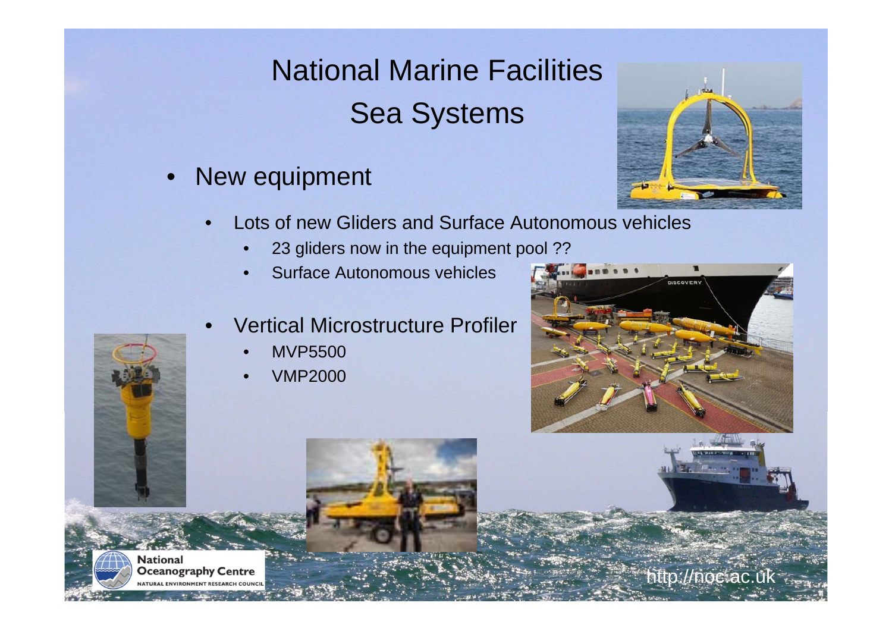# National Marine Facilities
## Sea Systems

- New equipment
  - Lots of new Gliders and Surface Autonomous vehicles
    - 23 gliders now in the equipment pool ??
    - Surface Autonomous vehicles
  - Vertical Microstructure Profiler
    - MVP5500
    - VMP2000

National Oceanography Centre
NATURAL ENVIRONMENT RESEARCH COUNCIL

http://noc.ac.uk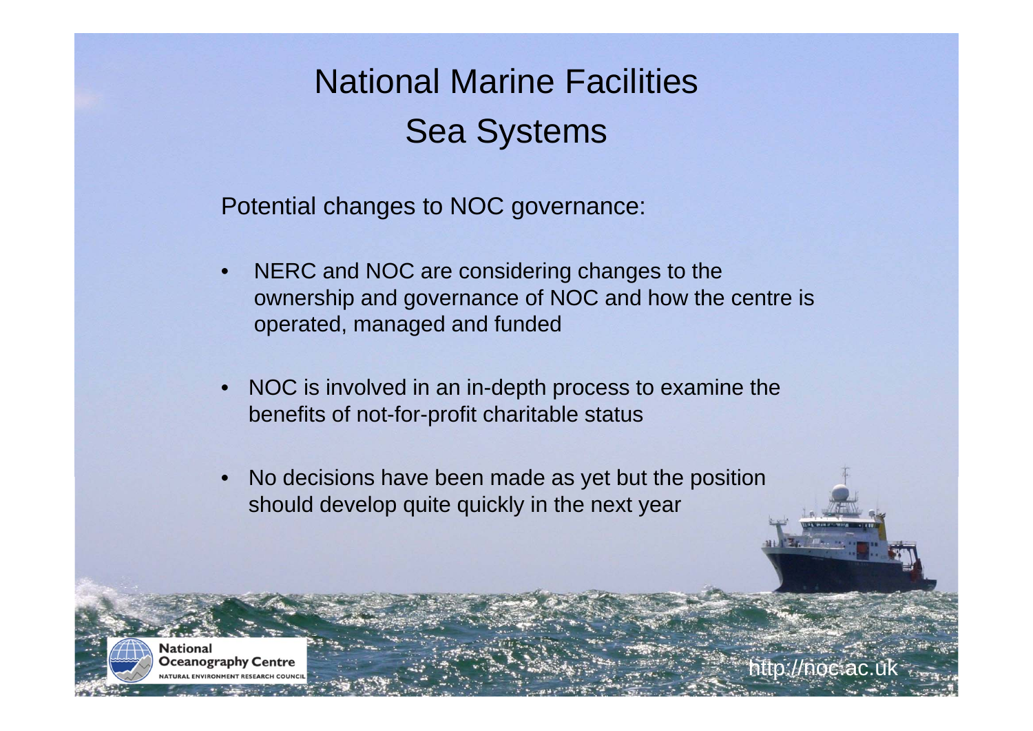# National Marine Facilities
# Sea Systems

Potential changes to NOC governance:

- NERC and NOC are considering changes to the ownership and governance of NOC and how the centre is operated, managed and funded
- NOC is involved in an in-depth process to examine the benefits of not-for-profit charitable status
- No decisions have been made as yet but the position should develop quite quickly in the next year